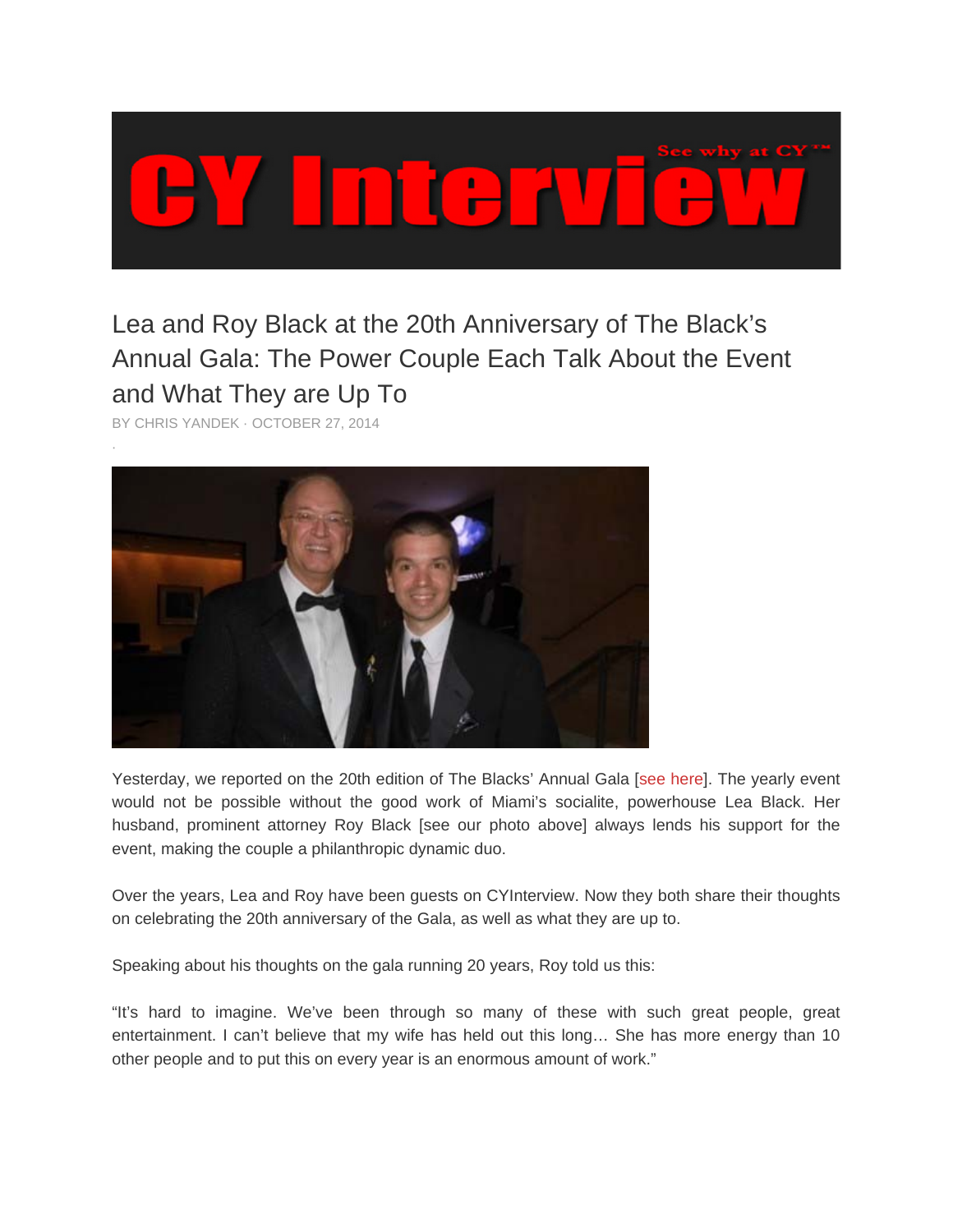# Lea and Roy Black at the 20th Anniversary of The Black's Annual Gala: The Power Couple Each Talk About the Event and What They are Up To

BY CHRIS YANDEK · OCTOBER 27, 2014

Yesterday, we reported on the 20th edition of The Blacks' Annual Gala [see here]. The yearly event would not be possible without the good work of Miami's socialite, powerhouse Lea Black. Her husband, prominent attorney Roy Black [see our photo above] always lends his support for the event, making the couple a philanthropic dynamic duo.

Over the years, Lea and Roy have been guests on CYInterview. Now they both share their thoughts on celebrating the 20th anniversary of the Gala, as well as what they are up to.

Speaking about his thoughts on the gala running 20 years, Roy told us this:

"It's hard to imagine. We've been through so many of these with such great people, great entertainment. I can't believe that my wife has held out this long… She has more energy than 10 other people and to put this on every year is an enormous amount of work."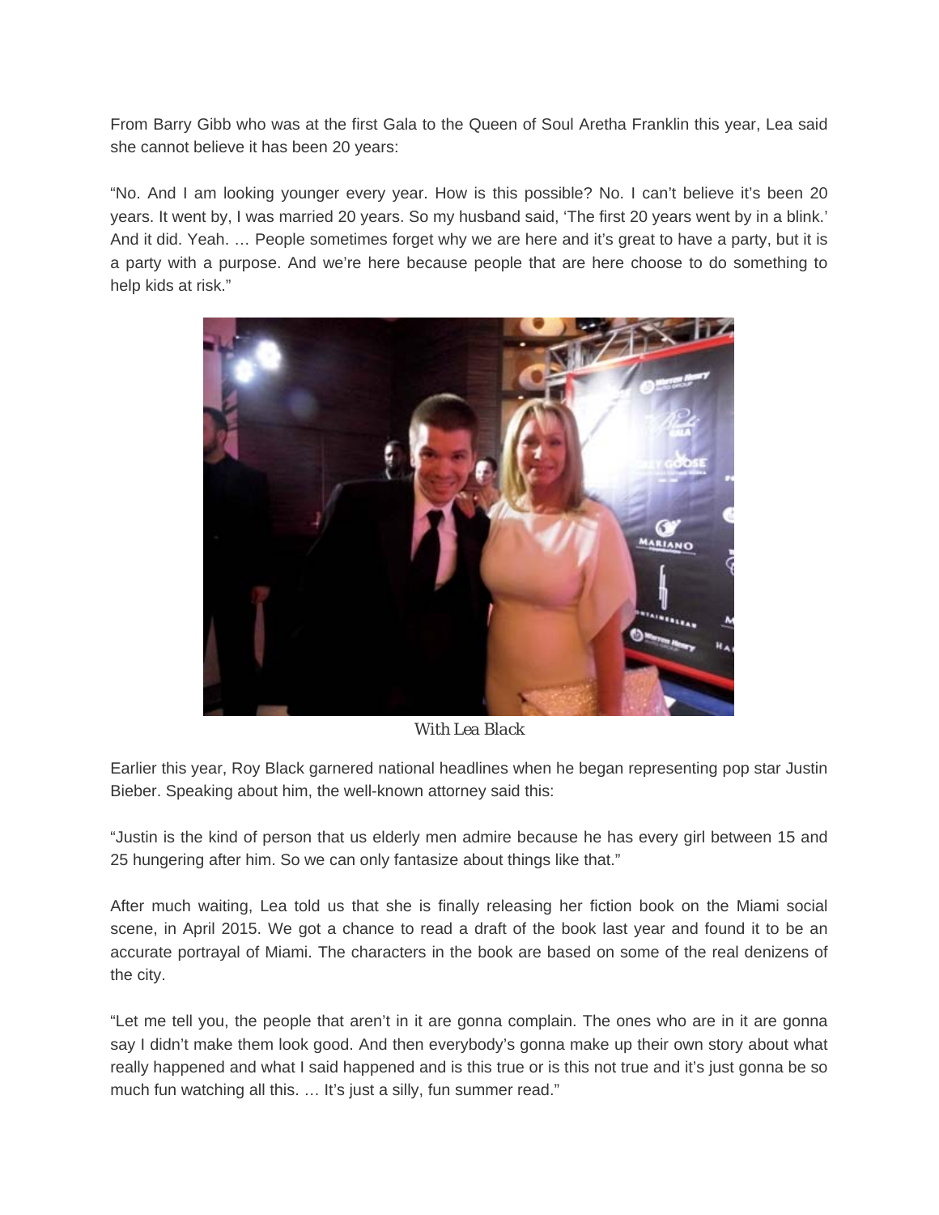From Barry Gibb who was at the first Gala to the Queen of Soul Aretha Franklin this year, Lea said she cannot believe it has been 20 years:

"No. And I am looking younger every year. How is this possible? No. I can't believe it's been 20 years. It went by, I was married 20 years. So my husband said, 'The first 20 years went by in a blink.' And it did. Yeah. … People sometimes forget why we are here and it's great to have a party, but it is a party with a purpose. And we're here because people that are here choose to do something to help kids at risk."

*With Lea Black*

Earlier this year, Roy Black garnered national headlines when he began representing pop star Justin Bieber. Speaking about him, the well-known attorney said this:

"Justin is the kind of person that us elderly men admire because he has every girl between 15 and 25 hungering after him. So we can only fantasize about things like that."

After much waiting, Lea told us that she is finally releasing her fiction book on the Miami social scene, in April 2015. We got a chance to read a draft of the book last year and found it to be an accurate portrayal of Miami. The characters in the book are based on some of the real denizens of the city.

"Let me tell you, the people that aren't in it are gonna complain. The ones who are in it are gonna say I didn't make them look good. And then everybody's gonna make up their own story about what really happened and what I said happened and is this true or is this not true and it's just gonna be so much fun watching all this. … It's just a silly, fun summer read."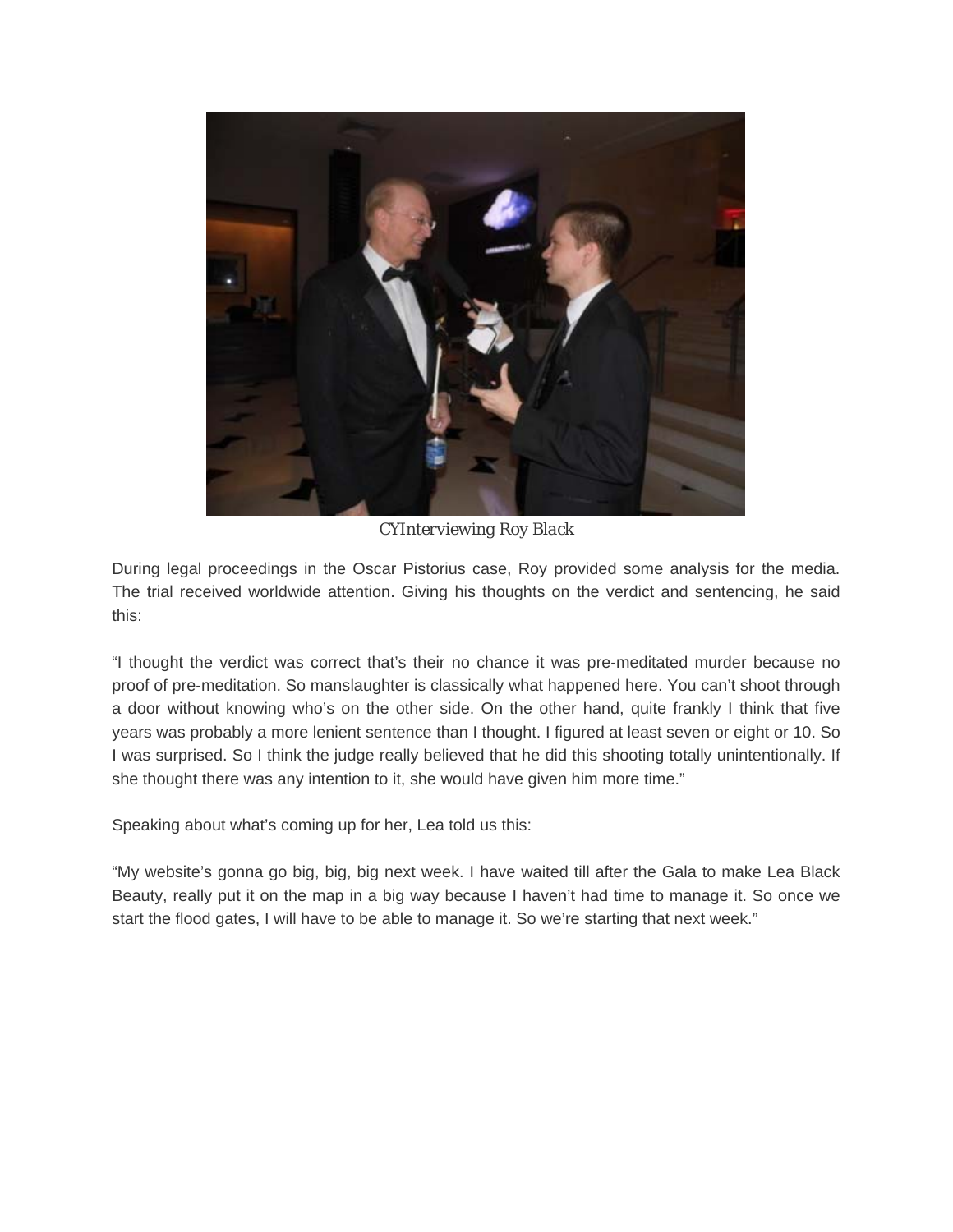*CYInterviewing Roy Black*

During legal proceedings in the Oscar Pistorius case, Roy provided some analysis for the media. The trial received worldwide attention. Giving his thoughts on the verdict and sentencing, he said this:

"I thought the verdict was correct that's their no chance it was pre-meditated murder because no proof of pre-meditation. So manslaughter is classically what happened here. You can't shoot through a door without knowing who's on the other side. On the other hand, quite frankly I think that five years was probably a more lenient sentence than I thought. I figured at least seven or eight or 10. So I was surprised. So I think the judge really believed that he did this shooting totally unintentionally. If she thought there was any intention to it, she would have given him more time."

Speaking about what's coming up for her, Lea told us this:

"My website's gonna go big, big, big next week. I have waited till after the Gala to make Lea Black Beauty, really put it on the map in a big way because I haven't had time to manage it. So once we start the flood gates, I will have to be able to manage it. So we're starting that next week."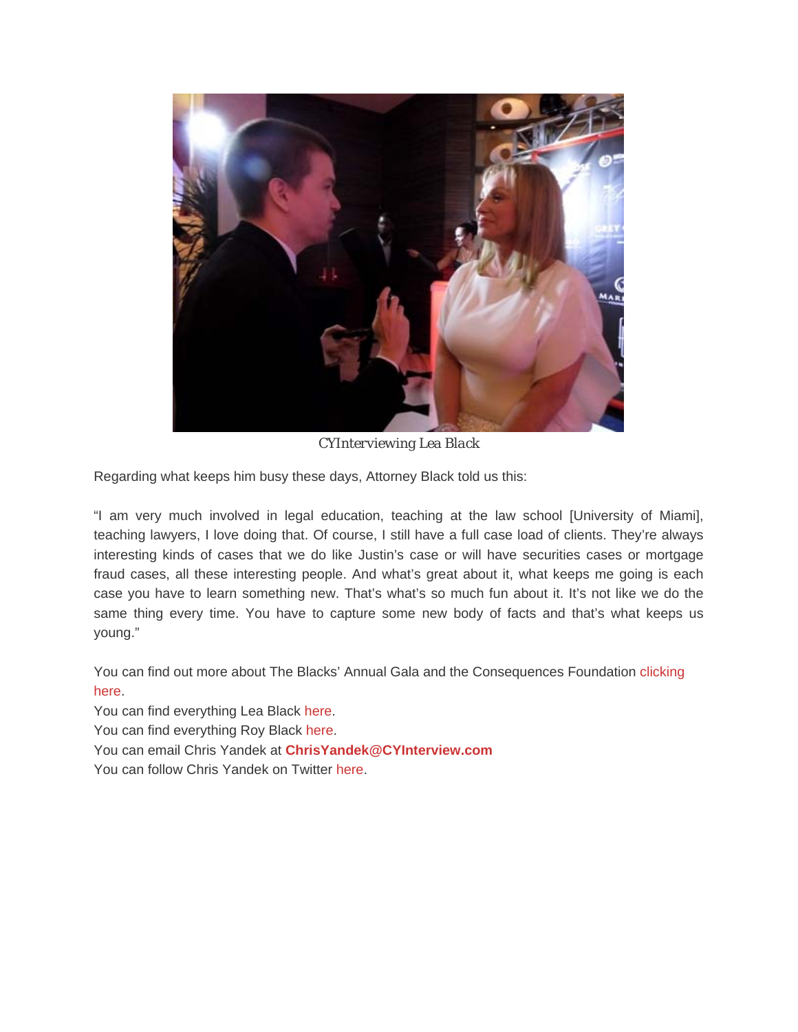*CYInterviewing Lea Black*

Regarding what keeps him busy these days, Attorney Black told us this:

"I am very much involved in legal education, teaching at the law school [University of Miami], teaching lawyers, I love doing that. Of course, I still have a full case load of clients. They're always interesting kinds of cases that we do like Justin's case or will have securities cases or mortgage fraud cases, all these interesting people. And what's great about it, what keeps me going is each case you have to learn something new. That's what's so much fun about it. It's not like we do the same thing every time. You have to capture some new body of facts and that's what keeps us young."

You can find out more about The Blacks' Annual Gala and the Consequences Foundation clicking here.
You can find everything Lea Black here.
You can find everything Roy Black here.
You can email Chris Yandek at **ChrisYandek@CYInterview.com**
You can follow Chris Yandek on Twitter here.